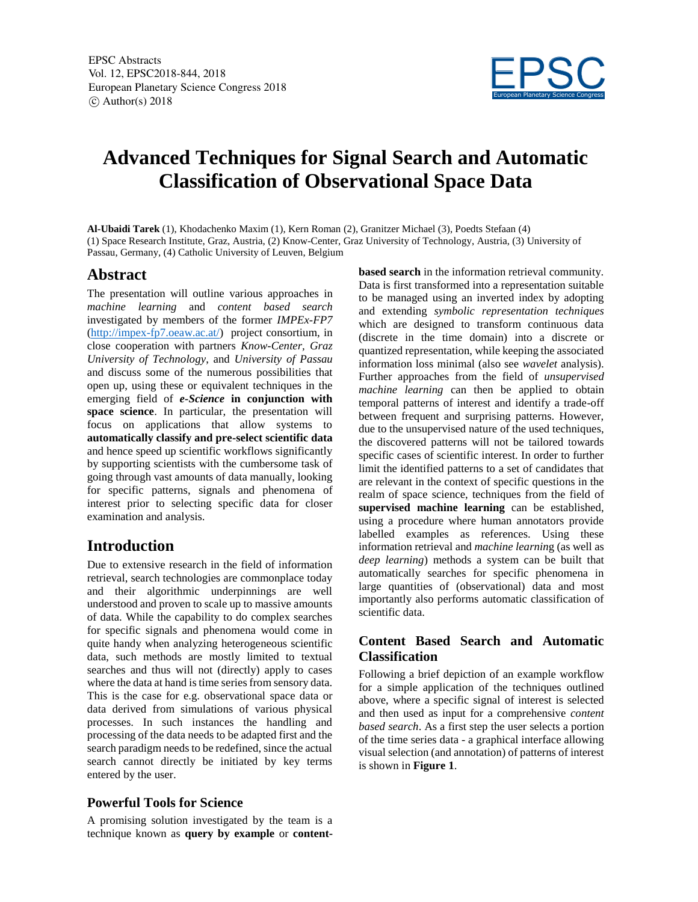# Advanced Techniques for Signal Search and Automatic Classification of Observational Space Data

**Al-Ubaidi Tarek** (1), Khodachenko Maxim (1), Kern Roman (2), Granitzer Michael (3), Poedts Stefaan (4)
(1) Space Research Institute, Graz, Austria, (2) Know-Center, Graz University of Technology, Austria, (3) University of Passau, Germany, (4) Catholic University of Leuven, Belgium

## Abstract

The presentation will outline various approaches in *machine learning* and *content based search* investigated by members of the former *IMPEx-FP7* (http://impex-fp7.oeaw.ac.at/) project consortium, in close cooperation with partners *Know-Center, Graz University of Technology*, and *University of Passau* and discuss some of the numerous possibilities that open up, using these or equivalent techniques in the emerging field of ***e-Science*** **in conjunction with space science**. In particular, the presentation will focus on applications that allow systems to **automatically classify and pre-select scientific data** and hence speed up scientific workflows significantly by supporting scientists with the cumbersome task of going through vast amounts of data manually, looking for specific patterns, signals and phenomena of interest prior to selecting specific data for closer examination and analysis.

## Introduction

Due to extensive research in the field of information retrieval, search technologies are commonplace today and their algorithmic underpinnings are well understood and proven to scale up to massive amounts of data. While the capability to do complex searches for specific signals and phenomena would come in quite handy when analyzing heterogeneous scientific data, such methods are mostly limited to textual searches and thus will not (directly) apply to cases where the data at hand is time series from sensory data. This is the case for e.g. observational space data or data derived from simulations of various physical processes. In such instances the handling and processing of the data needs to be adapted first and the search paradigm needs to be redefined, since the actual search cannot directly be initiated by key terms entered by the user.

### Powerful Tools for Science

A promising solution investigated by the team is a technique known as **query by example** or **content-based search** in the information retrieval community. Data is first transformed into a representation suitable to be managed using an inverted index by adopting and extending *symbolic representation techniques* which are designed to transform continuous data (discrete in the time domain) into a discrete or quantized representation, while keeping the associated information loss minimal (also see *wavelet* analysis). Further approaches from the field of *unsupervised machine learning* can then be applied to obtain temporal patterns of interest and identify a trade-off between frequent and surprising patterns. However, due to the unsupervised nature of the used techniques, the discovered patterns will not be tailored towards specific cases of scientific interest. In order to further limit the identified patterns to a set of candidates that are relevant in the context of specific questions in the realm of space science, techniques from the field of **supervised machine learning** can be established, using a procedure where human annotators provide labelled examples as references. Using these information retrieval and *machine learning* (as well as *deep learning*) methods a system can be built that automatically searches for specific phenomena in large quantities of (observational) data and most importantly also performs automatic classification of scientific data.

### Content Based Search and Automatic Classification

Following a brief depiction of an example workflow for a simple application of the techniques outlined above, where a specific signal of interest is selected and then used as input for a comprehensive *content based search*. As a first step the user selects a portion of the time series data - a graphical interface allowing visual selection (and annotation) of patterns of interest is shown in **Figure 1**.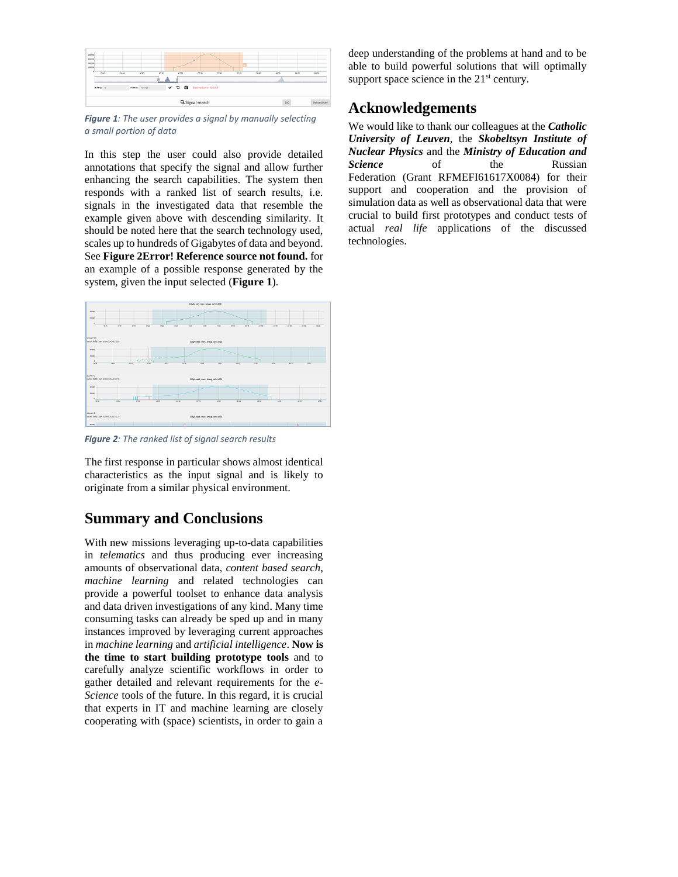*Figure 1: The user provides a signal by manually selecting a small portion of data*

In this step the user could also provide detailed annotations that specify the signal and allow further enhancing the search capabilities. The system then responds with a ranked list of search results, i.e. signals in the investigated data that resemble the example given above with descending similarity. It should be noted here that the search technology used, scales up to hundreds of Gigabytes of data and beyond. See **Figure 2Error! Reference source not found.** for an example of a possible response generated by the system, given the input selected (**Figure 1**).

*Figure 2: The ranked list of signal search results*

The first response in particular shows almost identical characteristics as the input signal and is likely to originate from a similar physical environment.

## Summary and Conclusions

With new missions leveraging up-to-data capabilities in *telematics* and thus producing ever increasing amounts of observational data, *content based search*, *machine learning* and related technologies can provide a powerful toolset to enhance data analysis and data driven investigations of any kind. Many time consuming tasks can already be sped up and in many instances improved by leveraging current approaches in *machine learning* and *artificial intelligence*. **Now is the time to start building prototype tools** and to carefully analyze scientific workflows in order to gather detailed and relevant requirements for the *e-Science* tools of the future. In this regard, it is crucial that experts in IT and machine learning are closely cooperating with (space) scientists, in order to gain a deep understanding of the problems at hand and to be able to build powerful solutions that will optimally support space science in the 21st century.

## Acknowledgements

We would like to thank our colleagues at the ***Catholic University of Leuven***, the ***Skobeltsyn Institute of Nuclear Physics*** and the ***Ministry of Education and Science*** of the Russian Federation (Grant RFMEFI61617X0084) for their support and cooperation and the provision of simulation data as well as observational data that were crucial to build first prototypes and conduct tests of actual *real life* applications of the discussed technologies.